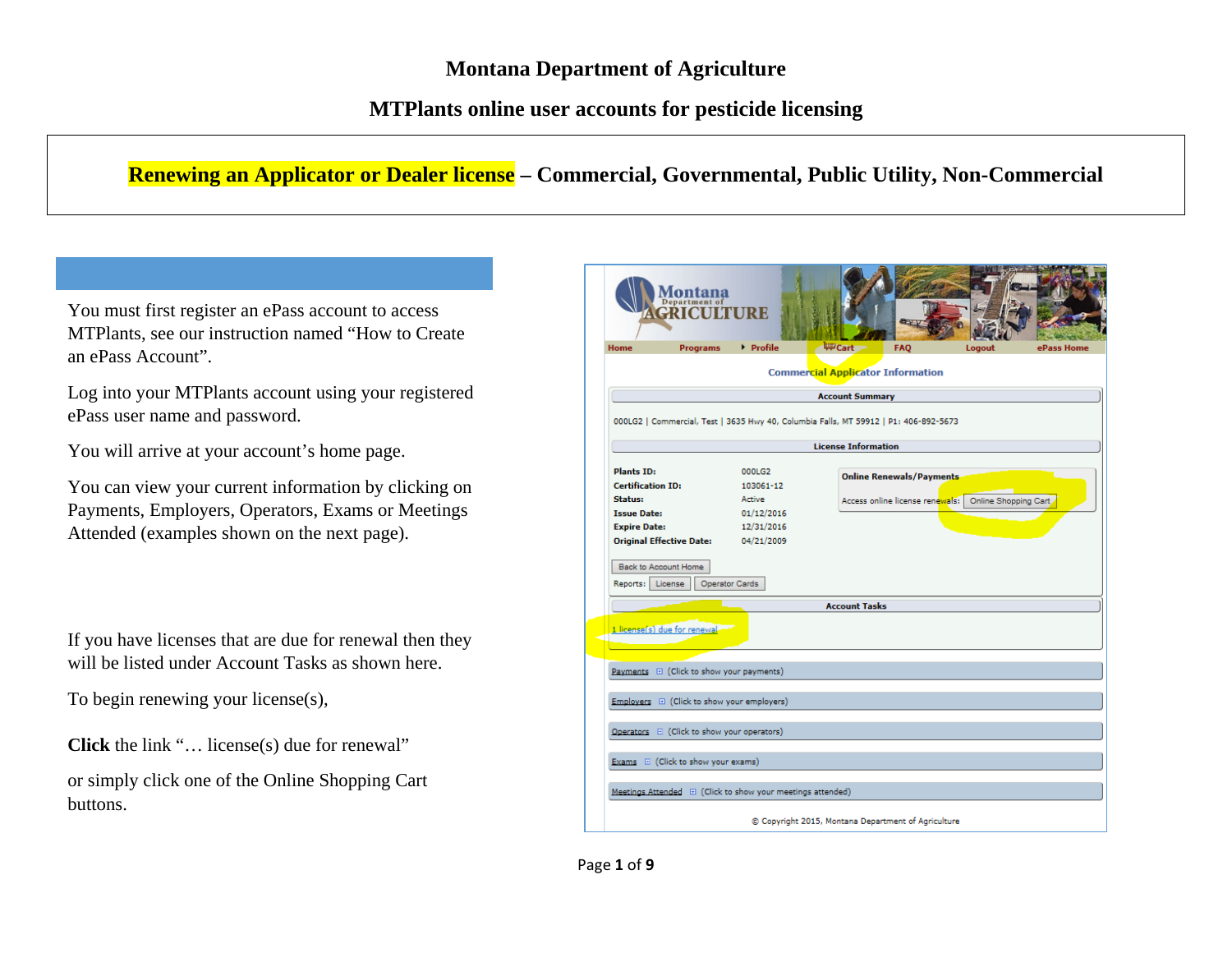# Montana Department of Agriculture

## MTPlants online user accounts for pesticide licensing

### Renewing an Applicator or Dealer license – Commercial, Governmental, Public Utility, Non-Commercial

You must first register an ePass account to access MTPlants, see our instruction named "How to Create an ePass Account".

Log into your MTPlants account using your registered ePass user name and password.

You will arrive at your account's home page.

You can view your current information by clicking on Payments, Employers, Operators, Exams or Meetings Attended (examples shown on the next page).

If you have licenses that are due for renewal then they will be listed under Account Tasks as shown here.

To begin renewing your license(s),

**Click** the link "… license(s) due for renewal"

or simply click one of the Online Shopping Cart buttons.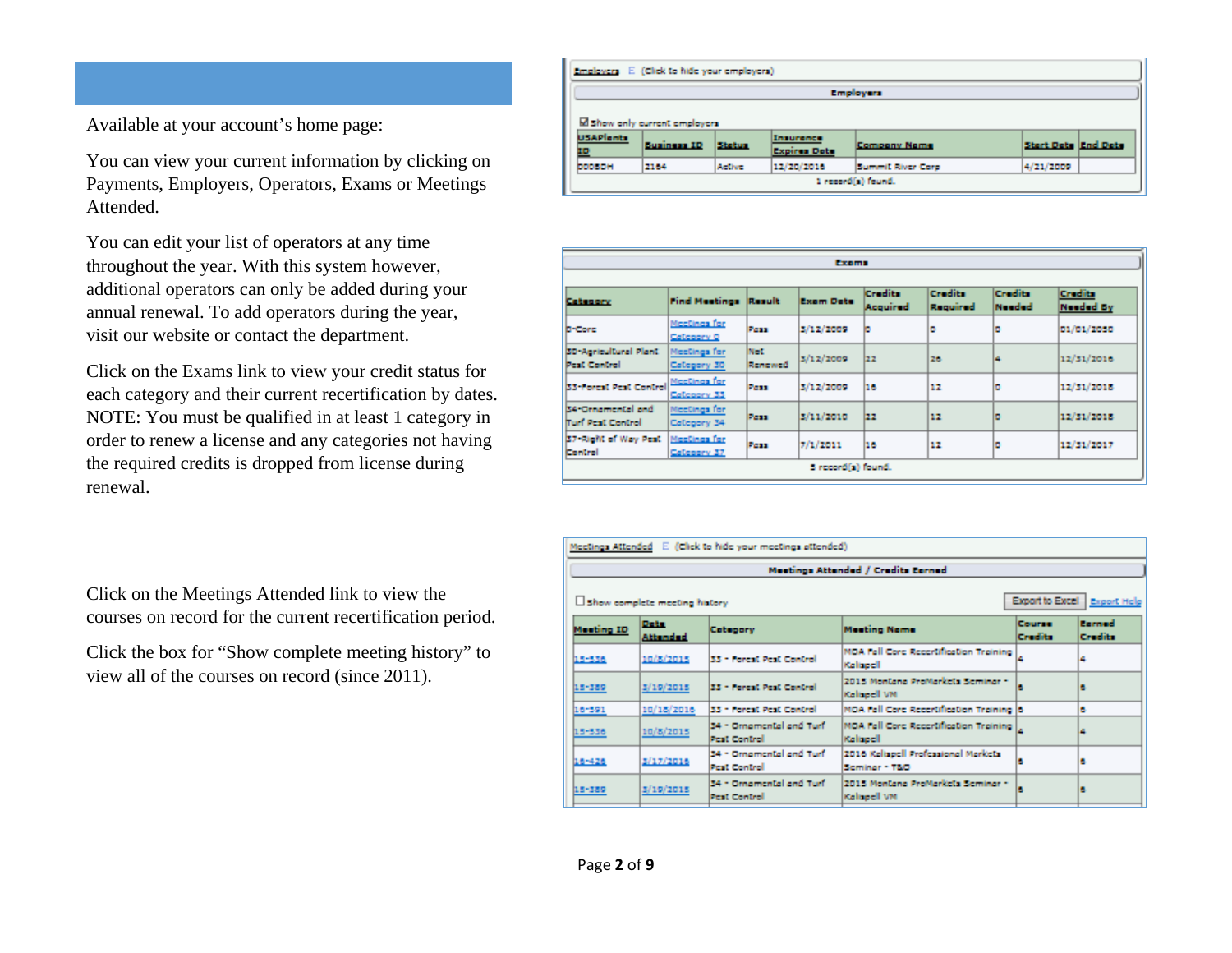Available at your account's home page:

You can view your current information by clicking on Payments, Employers, Operators, Exams or Meetings Attended.

You can edit your list of operators at any time throughout the year. With this system however, additional operators can only be added during your annual renewal. To add operators during the year, visit our website or contact the department.

Click on the Exams link to view your credit status for each category and their current recertification by dates. NOTE: You must be qualified in at least 1 category in order to renew a license and any categories not having the required credits is dropped from license during renewal.

Click on the Meetings Attended link to view the courses on record for the current recertification period.

Click the box for "Show complete meeting history" to view all of the courses on record (since 2011).

Employers E (Click to hide your employers)

**Employers**

☑ Show only current employers

| USAPlants ID | Business ID | Status | Insurance Expires Date | Company Name | Start Date | End Date |
|---|---|---|---|---|---|---|
| 00080H | 2164 | Active | 12/20/2016 | Summit River Corp | 4/21/2009 | |

1 record(s) found.

**Exams**

| Category | Find Meetings | Result | Exam Date | Credits Acquired | Credits Required | Credits Needed | Credits Needed By |
|---|---|---|---|---|---|---|---|
| 0-Core | Meetings for Category 0 | Pass | 3/12/2009 | 0 | 0 | 0 | 01/01/2050 |
| 30-Agricultural Plant Pest Control | Meetings for Category 30 | Not Renewed | 3/12/2009 | 22 | 26 | 4 | 12/31/2016 |
| 33-Forest Pest Control | Meetings for Category 33 | Pass | 3/12/2009 | 16 | 12 | 0 | 12/31/2018 |
| 34-Ornamental and Turf Pest Control | Meetings for Category 34 | Pass | 3/11/2010 | 22 | 12 | 0 | 12/31/2018 |
| 37-Right of Way Pest Control | Meetings for Category 37 | Pass | 7/1/2011 | 16 | 12 | 0 | 12/31/2017 |

5 record(s) found.

Meetings Attended E (Click to hide your meetings attended)

**Meetings Attended / Credits Earned**

☐ Show complete meeting history — Export to Excel — Export Help

| Meeting ID | Date Attended | Category | Meeting Name | Course Credits | Earned Credits |
|---|---|---|---|---|---|
| 15-536 | 10/8/2015 | 33 - Forest Pest Control | MDA Fall Core Recertification Training Kalispell | 4 | 4 |
| 15-389 | 3/19/2015 | 33 - Forest Pest Control | 2015 Montana ProMarkets Seminar - Kalispell VM | 6 | 6 |
| 16-591 | 10/18/2016 | 33 - Forest Pest Control | MDA Fall Core Recertification Training | 6 | 6 |
| 15-536 | 10/8/2015 | 34 - Ornamental and Turf Pest Control | MDA Fall Core Recertification Training Kalispell | 4 | 4 |
| 16-426 | 3/17/2016 | 34 - Ornamental and Turf Pest Control | 2016 Kalispell Professional Markets Seminar - T&O | 6 | 6 |
| 15-389 | 3/19/2015 | 34 - Ornamental and Turf Pest Control | 2015 Montana ProMarkets Seminar - Kalispell VM | 6 | 6 |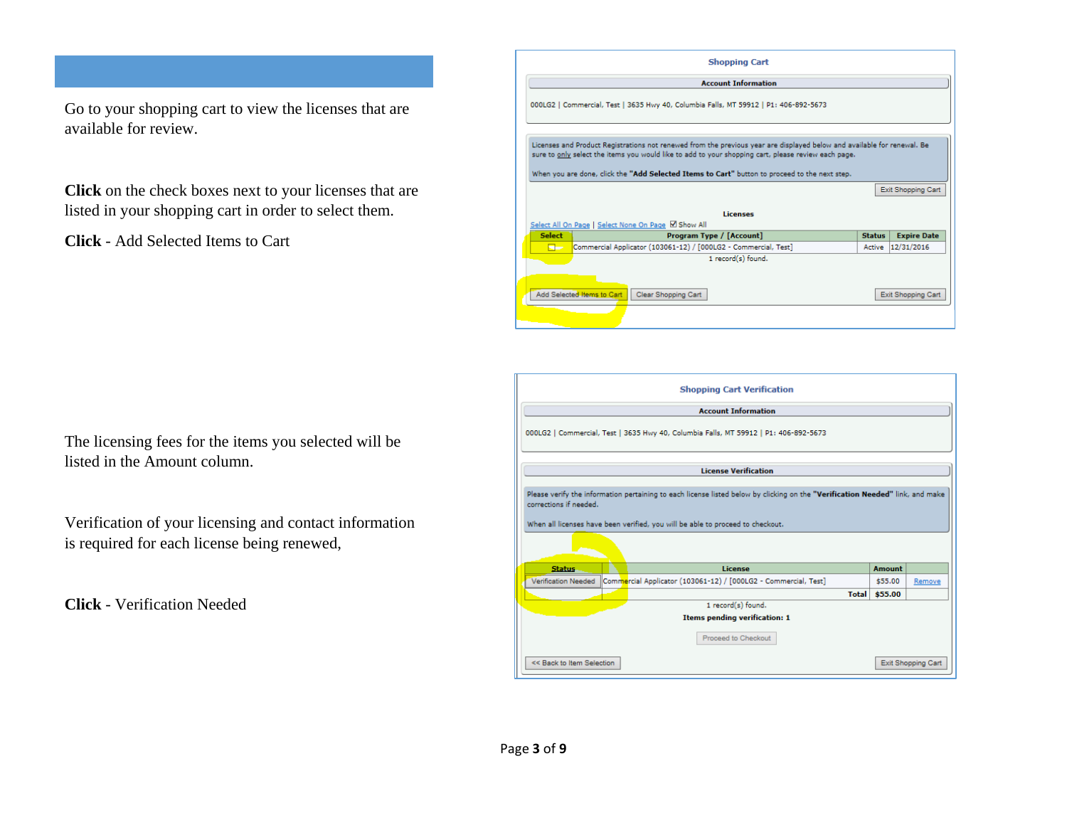Go to your shopping cart to view the licenses that are available for review.

**Click** on the check boxes next to your licenses that are listed in your shopping cart in order to select them.

**Click** - Add Selected Items to Cart

**Shopping Cart**

**Account Information**

000LG2 | Commercial, Test | 3635 Hwy 40, Columbia Falls, MT 59912 | P1: 406-892-5673

Licenses and Product Registrations not renewed from the previous year are displayed below and available for renewal. Be sure to only select the items you would like to add to your shopping cart, please review each page.

When you are done, click the **"Add Selected Items to Cart"** button to proceed to the next step.

Exit Shopping Cart

**Licenses**

Select All On Page | Select None On Page | ☑ Show All

| Select | Program Type / [Account] | Status | Expire Date |
|---|---|---|---|
| ☐ | Commercial Applicator (103061-12) / [000LG2 - Commercial, Test] | Active | 12/31/2016 |

1 record(s) found.

Add Selected Items to Cart | Clear Shopping Cart | Exit Shopping Cart

The licensing fees for the items you selected will be listed in the Amount column.

Verification of your licensing and contact information is required for each license being renewed,

**Click** - Verification Needed

**Shopping Cart Verification**

**Account Information**

000LG2 | Commercial, Test | 3635 Hwy 40, Columbia Falls, MT 59912 | P1: 406-892-5673

**License Verification**

Please verify the information pertaining to each license listed below by clicking on the **"Verification Needed"** link, and make corrections if needed.

When all licenses have been verified, you will be able to proceed to checkout.

| Status | License | Amount | |
|---|---|---|---|
| Verification Needed | Commercial Applicator (103061-12) / [000LG2 - Commercial, Test] | $55.00 | Remove |
| | **Total** | **$55.00** | |

1 record(s) found.

**Items pending verification: 1**

Proceed to Checkout

<< Back to Item Selection | Exit Shopping Cart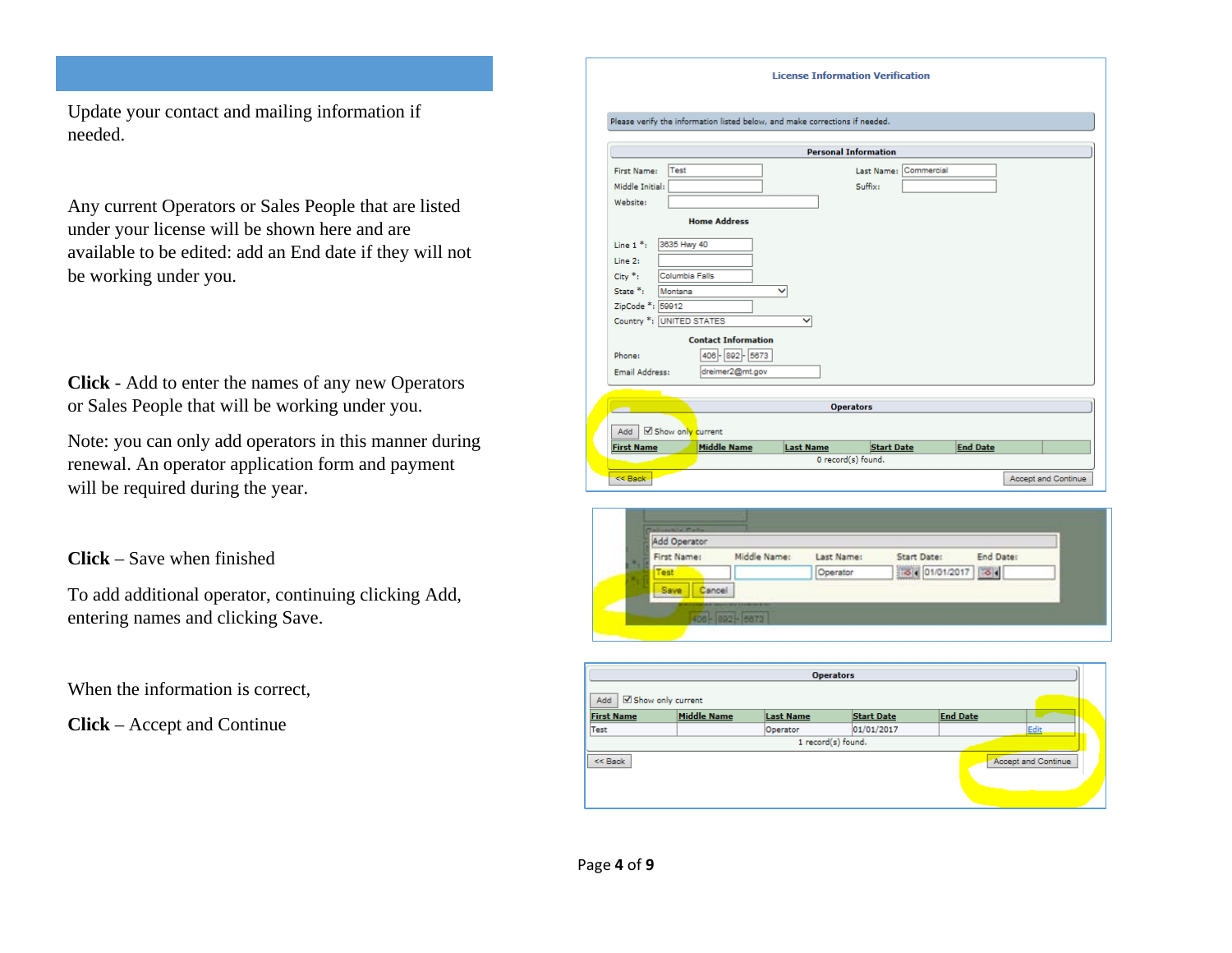Update your contact and mailing information if needed.

Any current Operators or Sales People that are listed under your license will be shown here and are available to be edited: add an End date if they will not be working under you.

**Click** - Add to enter the names of any new Operators or Sales People that will be working under you.

Note: you can only add operators in this manner during renewal. An operator application form and payment will be required during the year.

**Click** – Save when finished

To add additional operator, continuing clicking Add, entering names and clicking Save.

When the information is correct,

**Click** – Accept and Continue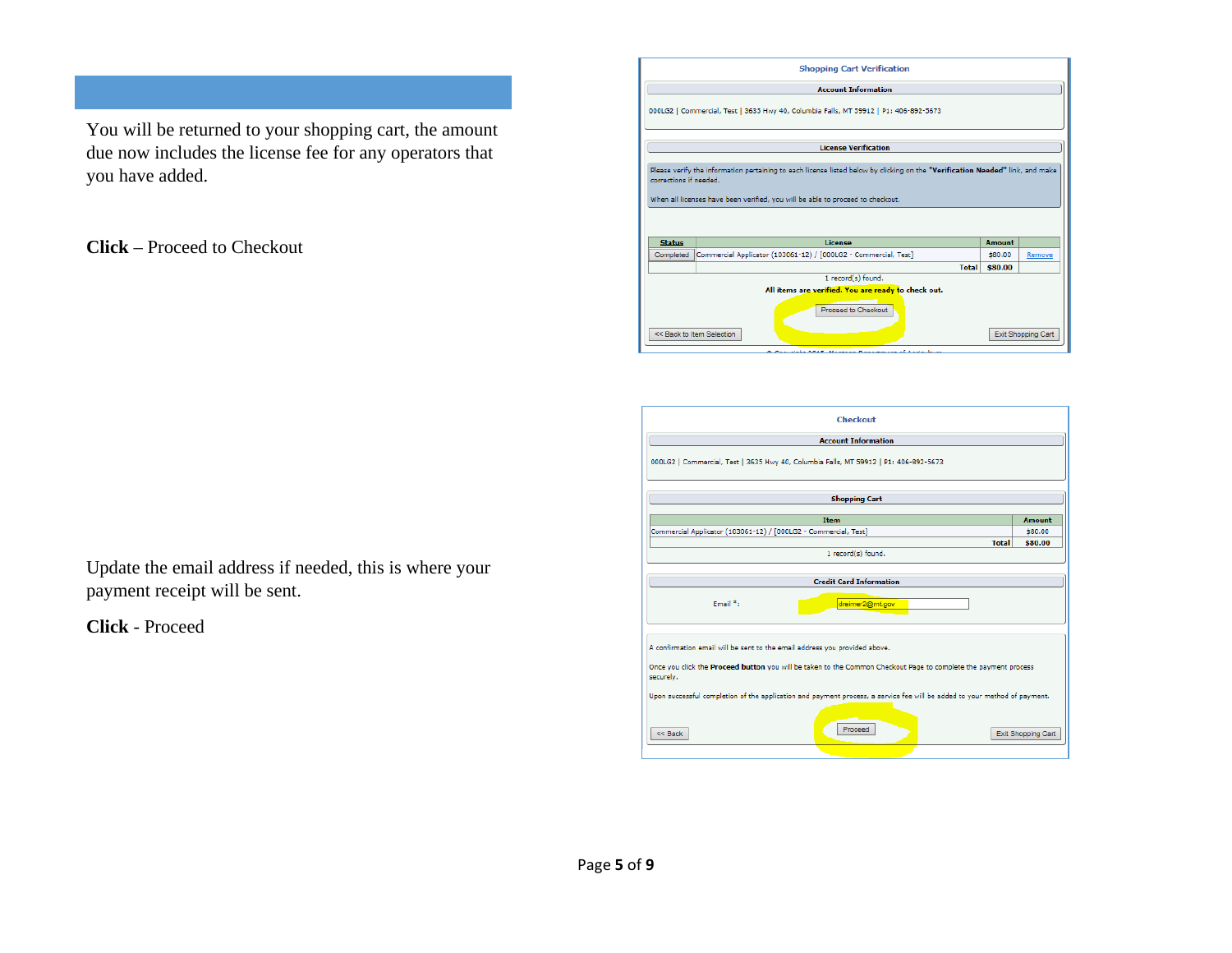You will be returned to your shopping cart, the amount due now includes the license fee for any operators that you have added.

**Click** – Proceed to Checkout

Update the email address if needed, this is where your payment receipt will be sent.

**Click** - Proceed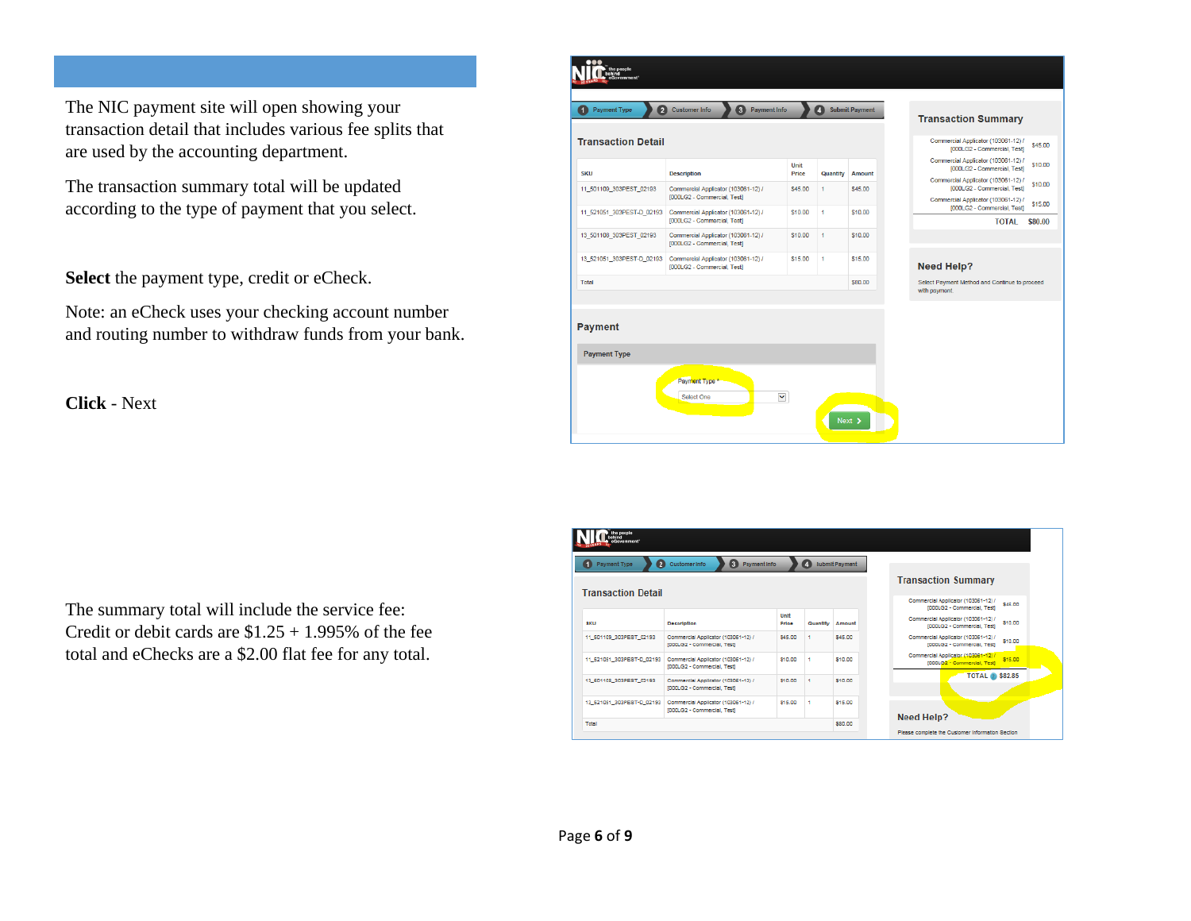The NIC payment site will open showing your transaction detail that includes various fee splits that are used by the accounting department.

The transaction summary total will be updated according to the type of payment that you select.

**Select** the payment type, credit or eCheck.

Note: an eCheck uses your checking account number and routing number to withdraw funds from your bank.

**Click** - Next

The summary total will include the service fee: Credit or debit cards are $1.25 + 1.995% of the fee total and eChecks are a $2.00 flat fee for any total.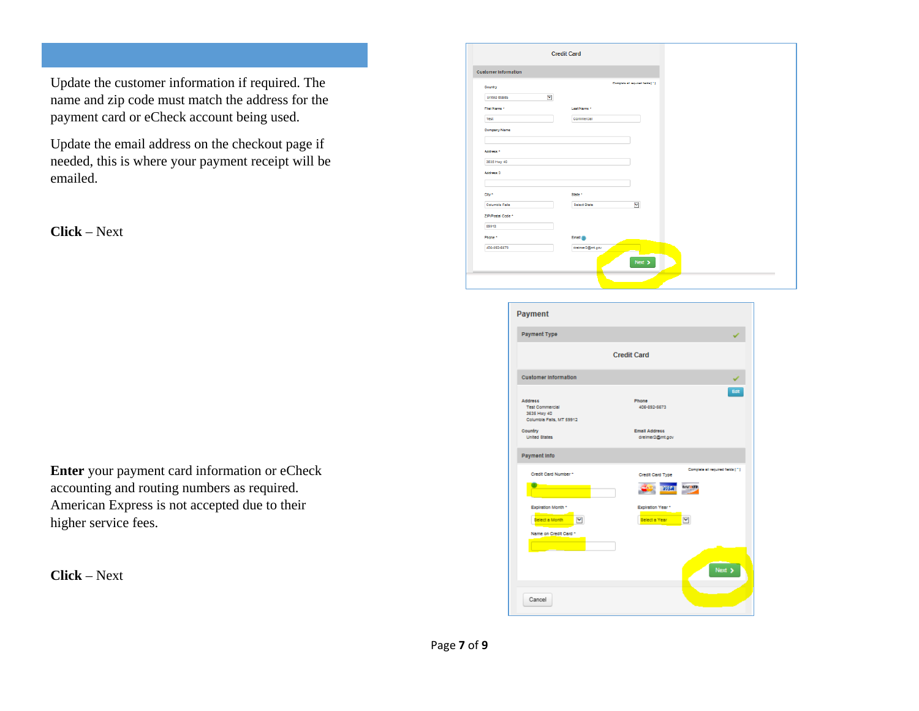Update the customer information if required. The name and zip code must match the address for the payment card or eCheck account being used.

Update the email address on the checkout page if needed, this is where your payment receipt will be emailed.

**Click** – Next

**Enter** your payment card information or eCheck accounting and routing numbers as required. American Express is not accepted due to their higher service fees.

**Click** – Next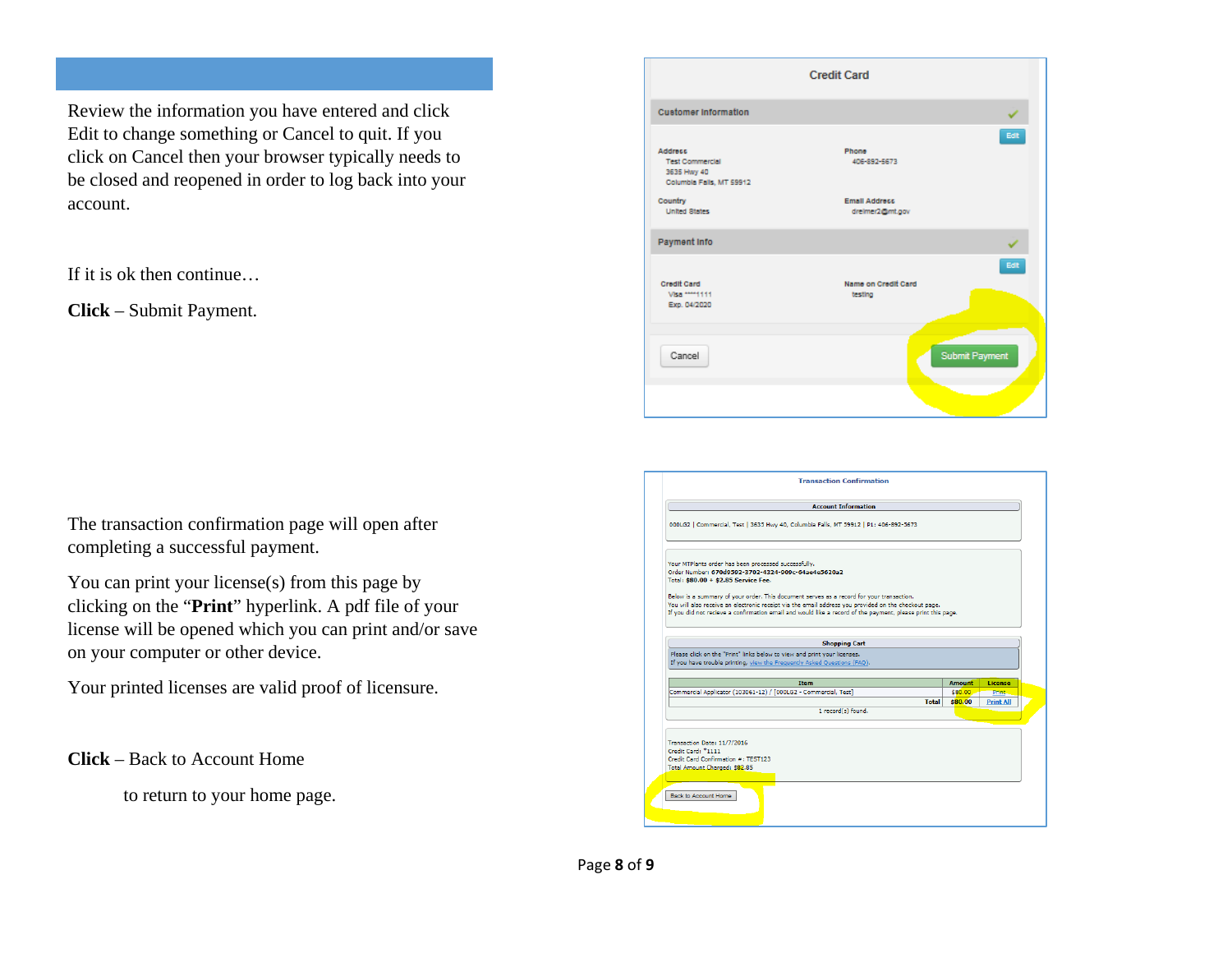Review the information you have entered and click Edit to change something or Cancel to quit. If you click on Cancel then your browser typically needs to be closed and reopened in order to log back into your account.

If it is ok then continue…

**Click** – Submit Payment.

The transaction confirmation page will open after completing a successful payment.

You can print your license(s) from this page by clicking on the "**Print**" hyperlink. A pdf file of your license will be opened which you can print and/or save on your computer or other device.

Your printed licenses are valid proof of licensure.

**Click** – Back to Account Home

to return to your home page.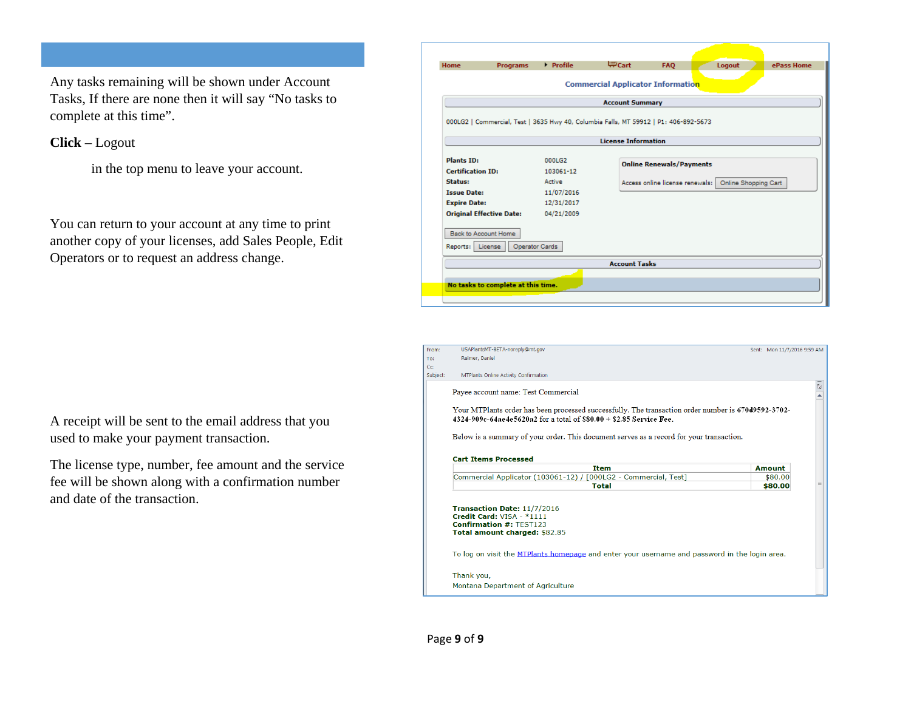Any tasks remaining will be shown under Account Tasks, If there are none then it will say “No tasks to complete at this time”.

**Click** – Logout

in the top menu to leave your account.

You can return to your account at any time to print another copy of your licenses, add Sales People, Edit Operators or to request an address change.

Home Programs Profile Cart FAQ Logout ePass Home

Commercial Applicator Information

Account Summary

000LG2 | Commercial, Test | 3635 Hwy 40, Columbia Falls, MT 59912 | P1: 406-892-5673

License Information

**Plants ID:** 000LG2
**Certification ID:** 103061-12
**Status:** Active
**Issue Date:** 11/07/2016
**Expire Date:** 12/31/2017
**Original Effective Date:** 04/21/2009

**Online Renewals/Payments**

Access online license renewals: Online Shopping Cart

Back to Account Home

Reports: License Operator Cards

Account Tasks

**No tasks to complete at this time.**

A receipt will be sent to the email address that you used to make your payment transaction.

The license type, number, fee amount and the service fee will be shown along with a confirmation number and date of the transaction.

From: USAPlantsMT-BETA-noreply@mt.gov
To: Reimer, Daniel
Cc:
Subject: MTPlants Online Activity Confirmation
Sent: Mon 11/7/2016 9:59 AM

Payee account name: Test Commercial

Your MTPlants order has been processed successfully. The transaction order number is **670d9592-3702-4324-909c-64ae4e5620a2** for a total of **$80.00 + $2.85 Service Fee**.

Below is a summary of your order. This document serves as a record for your transaction.

**Cart Items Processed**

| Item | Amount |
|---|---|
| Commercial Applicator (103061-12) / [000LG2 - Commercial, Test] | $80.00 |
| **Total** | **$80.00** |

**Transaction Date:** 11/7/2016
**Credit Card:** VISA - *1111
**Confirmation #:** TEST123
**Total amount charged:** $82.85

To log on visit the MTPlants homepage and enter your username and password in the login area.

Thank you,
Montana Department of Agriculture